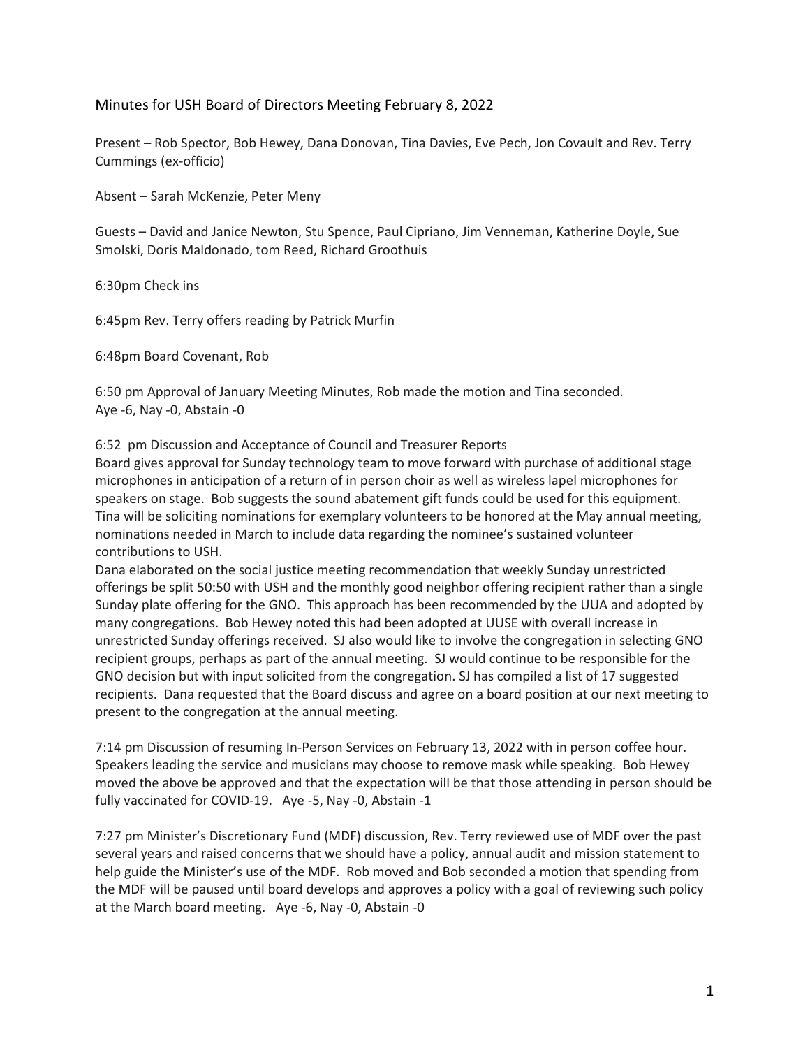## Minutes for USH Board of Directors Meeting February 8, 2022

Present – Rob Spector, Bob Hewey, Dana Donovan, Tina Davies, Eve Pech, Jon Covault and Rev. Terry Cummings (ex-officio)

Absent – Sarah McKenzie, Peter Meny

Guests – David and Janice Newton, Stu Spence, Paul Cipriano, Jim Venneman, Katherine Doyle, Sue Smolski, Doris Maldonado, tom Reed, Richard Groothuis

6:30pm Check ins

6:45pm Rev. Terry offers reading by Patrick Murfin

6:48pm Board Covenant, Rob

6:50 pm Approval of January Meeting Minutes, Rob made the motion and Tina seconded.
Aye -6, Nay -0, Abstain -0

6:52 pm Discussion and Acceptance of Council and Treasurer Reports
Board gives approval for Sunday technology team to move forward with purchase of additional stage microphones in anticipation of a return of in person choir as well as wireless lapel microphones for speakers on stage. Bob suggests the sound abatement gift funds could be used for this equipment.
Tina will be soliciting nominations for exemplary volunteers to be honored at the May annual meeting, nominations needed in March to include data regarding the nominee's sustained volunteer contributions to USH.
Dana elaborated on the social justice meeting recommendation that weekly Sunday unrestricted offerings be split 50:50 with USH and the monthly good neighbor offering recipient rather than a single Sunday plate offering for the GNO. This approach has been recommended by the UUA and adopted by many congregations. Bob Hewey noted this had been adopted at UUSE with overall increase in unrestricted Sunday offerings received. SJ also would like to involve the congregation in selecting GNO recipient groups, perhaps as part of the annual meeting. SJ would continue to be responsible for the GNO decision but with input solicited from the congregation. SJ has compiled a list of 17 suggested recipients. Dana requested that the Board discuss and agree on a board position at our next meeting to present to the congregation at the annual meeting.

7:14 pm Discussion of resuming In-Person Services on February 13, 2022 with in person coffee hour. Speakers leading the service and musicians may choose to remove mask while speaking. Bob Hewey moved the above be approved and that the expectation will be that those attending in person should be fully vaccinated for COVID-19. Aye -5, Nay -0, Abstain -1

7:27 pm Minister's Discretionary Fund (MDF) discussion, Rev. Terry reviewed use of MDF over the past several years and raised concerns that we should have a policy, annual audit and mission statement to help guide the Minister's use of the MDF. Rob moved and Bob seconded a motion that spending from the MDF will be paused until board develops and approves a policy with a goal of reviewing such policy at the March board meeting. Aye -6, Nay -0, Abstain -0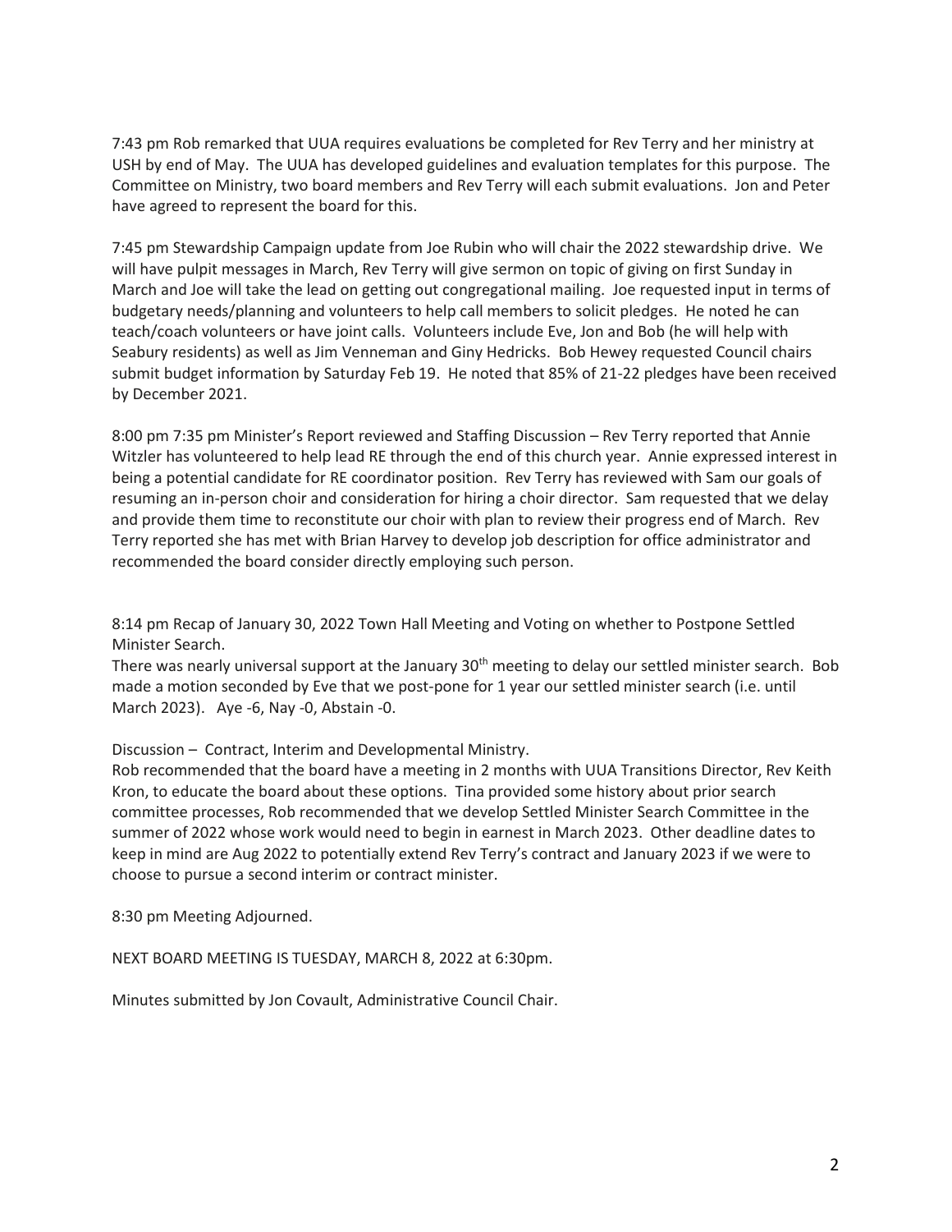7:43 pm Rob remarked that UUA requires evaluations be completed for Rev Terry and her ministry at USH by end of May. The UUA has developed guidelines and evaluation templates for this purpose. The Committee on Ministry, two board members and Rev Terry will each submit evaluations. Jon and Peter have agreed to represent the board for this.

7:45 pm Stewardship Campaign update from Joe Rubin who will chair the 2022 stewardship drive. We will have pulpit messages in March, Rev Terry will give sermon on topic of giving on first Sunday in March and Joe will take the lead on getting out congregational mailing. Joe requested input in terms of budgetary needs/planning and volunteers to help call members to solicit pledges. He noted he can teach/coach volunteers or have joint calls. Volunteers include Eve, Jon and Bob (he will help with Seabury residents) as well as Jim Venneman and Giny Hedricks. Bob Hewey requested Council chairs submit budget information by Saturday Feb 19. He noted that 85% of 21-22 pledges have been received by December 2021.

8:00 pm 7:35 pm Minister's Report reviewed and Staffing Discussion – Rev Terry reported that Annie Witzler has volunteered to help lead RE through the end of this church year. Annie expressed interest in being a potential candidate for RE coordinator position. Rev Terry has reviewed with Sam our goals of resuming an in-person choir and consideration for hiring a choir director. Sam requested that we delay and provide them time to reconstitute our choir with plan to review their progress end of March. Rev Terry reported she has met with Brian Harvey to develop job description for office administrator and recommended the board consider directly employing such person.

8:14 pm Recap of January 30, 2022 Town Hall Meeting and Voting on whether to Postpone Settled Minister Search.
There was nearly universal support at the January 30th meeting to delay our settled minister search. Bob made a motion seconded by Eve that we post-pone for 1 year our settled minister search (i.e. until March 2023). Aye -6, Nay -0, Abstain -0.

Discussion – Contract, Interim and Developmental Ministry.
Rob recommended that the board have a meeting in 2 months with UUA Transitions Director, Rev Keith Kron, to educate the board about these options. Tina provided some history about prior search committee processes, Rob recommended that we develop Settled Minister Search Committee in the summer of 2022 whose work would need to begin in earnest in March 2023. Other deadline dates to keep in mind are Aug 2022 to potentially extend Rev Terry's contract and January 2023 if we were to choose to pursue a second interim or contract minister.

8:30 pm Meeting Adjourned.

NEXT BOARD MEETING IS TUESDAY, MARCH 8, 2022 at 6:30pm.

Minutes submitted by Jon Covault, Administrative Council Chair.